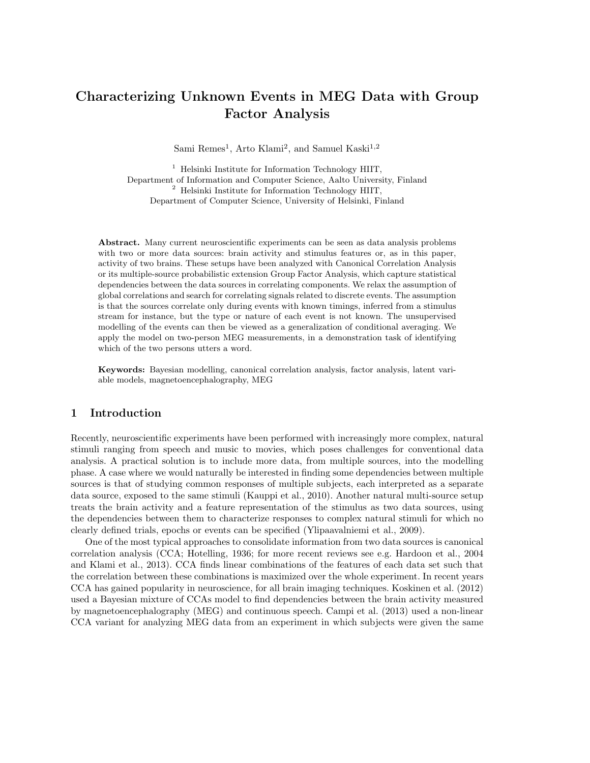# Characterizing Unknown Events in MEG Data with Group Factor Analysis

Sami Remes[1], Arto Klami[2], and Samuel Kaski[1,2]

[1] Helsinki Institute for Information Technology HIIT,
Department of Information and Computer Science, Aalto University, Finland
[2] Helsinki Institute for Information Technology HIIT,
Department of Computer Science, University of Helsinki, Finland

**Abstract.** Many current neuroscientific experiments can be seen as data analysis problems with two or more data sources: brain activity and stimulus features or, as in this paper, activity of two brains. These setups have been analyzed with Canonical Correlation Analysis or its multiple-source probabilistic extension Group Factor Analysis, which capture statistical dependencies between the data sources in correlating components. We relax the assumption of global correlations and search for correlating signals related to discrete events. The assumption is that the sources correlate only during events with known timings, inferred from a stimulus stream for instance, but the type or nature of each event is not known. The unsupervised modelling of the events can then be viewed as a generalization of conditional averaging. We apply the model on two-person MEG measurements, in a demonstration task of identifying which of the two persons utters a word.

**Keywords:** Bayesian modelling, canonical correlation analysis, factor analysis, latent variable models, magnetoencephalography, MEG

## 1 Introduction

Recently, neuroscientific experiments have been performed with increasingly more complex, natural stimuli ranging from speech and music to movies, which poses challenges for conventional data analysis. A practical solution is to include more data, from multiple sources, into the modelling phase. A case where we would naturally be interested in finding some dependencies between multiple sources is that of studying common responses of multiple subjects, each interpreted as a separate data source, exposed to the same stimuli (Kauppi et al., 2010). Another natural multi-source setup treats the brain activity and a feature representation of the stimulus as two data sources, using the dependencies between them to characterize responses to complex natural stimuli for which no clearly defined trials, epochs or events can be specified (Ylipaavalniemi et al., 2009).

One of the most typical approaches to consolidate information from two data sources is canonical correlation analysis (CCA; Hotelling, 1936; for more recent reviews see e.g. Hardoon et al., 2004 and Klami et al., 2013). CCA finds linear combinations of the features of each data set such that the correlation between these combinations is maximized over the whole experiment. In recent years CCA has gained popularity in neuroscience, for all brain imaging techniques. Koskinen et al. (2012) used a Bayesian mixture of CCAs model to find dependencies between the brain activity measured by magnetoencephalography (MEG) and continuous speech. Campi et al. (2013) used a non-linear CCA variant for analyzing MEG data from an experiment in which subjects were given the same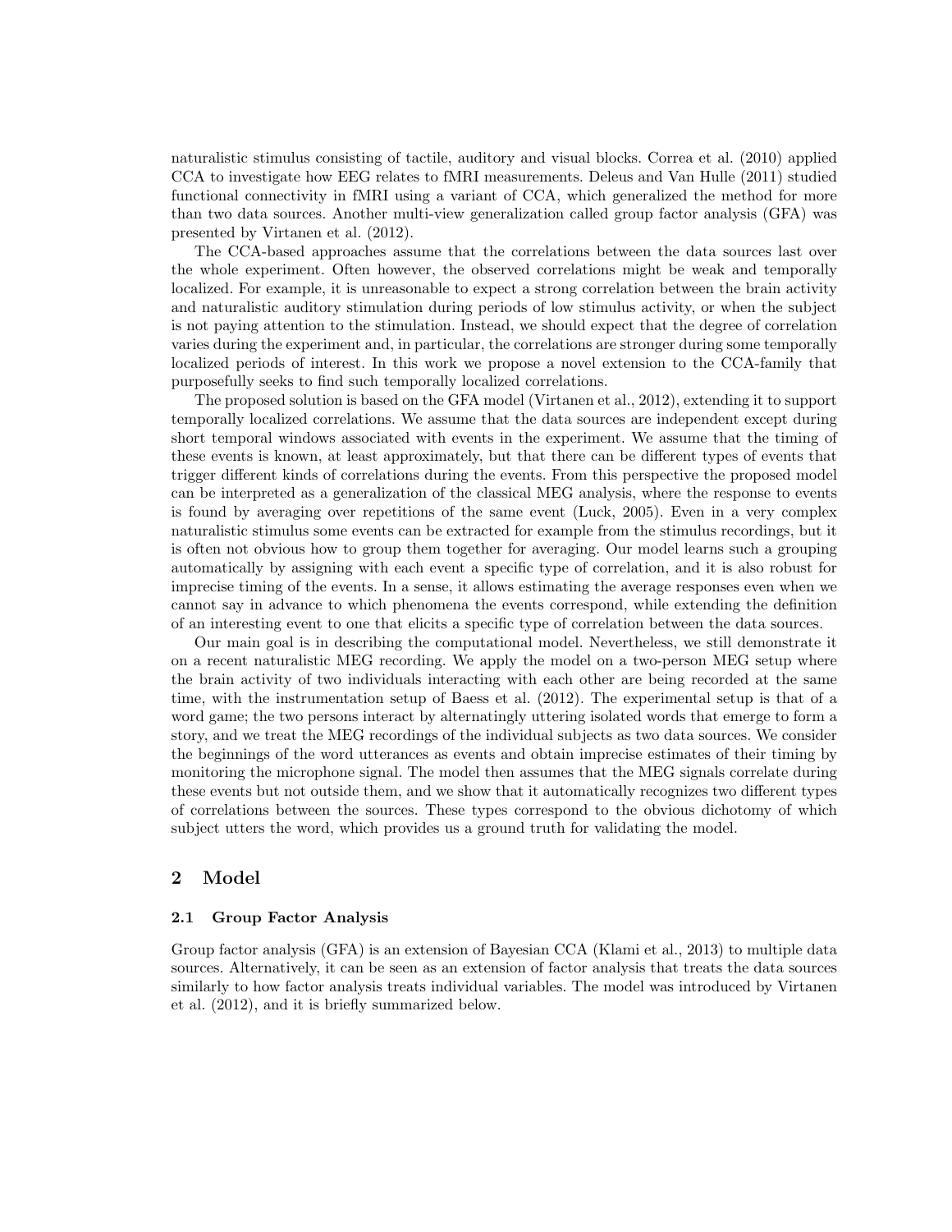naturalistic stimulus consisting of tactile, auditory and visual blocks. Correa et al. (2010) applied CCA to investigate how EEG relates to fMRI measurements. Deleus and Van Hulle (2011) studied functional connectivity in fMRI using a variant of CCA, which generalized the method for more than two data sources. Another multi-view generalization called group factor analysis (GFA) was presented by Virtanen et al. (2012).

The CCA-based approaches assume that the correlations between the data sources last over the whole experiment. Often however, the observed correlations might be weak and temporally localized. For example, it is unreasonable to expect a strong correlation between the brain activity and naturalistic auditory stimulation during periods of low stimulus activity, or when the subject is not paying attention to the stimulation. Instead, we should expect that the degree of correlation varies during the experiment and, in particular, the correlations are stronger during some temporally localized periods of interest. In this work we propose a novel extension to the CCA-family that purposefully seeks to find such temporally localized correlations.

The proposed solution is based on the GFA model (Virtanen et al., 2012), extending it to support temporally localized correlations. We assume that the data sources are independent except during short temporal windows associated with events in the experiment. We assume that the timing of these events is known, at least approximately, but that there can be different types of events that trigger different kinds of correlations during the events. From this perspective the proposed model can be interpreted as a generalization of the classical MEG analysis, where the response to events is found by averaging over repetitions of the same event (Luck, 2005). Even in a very complex naturalistic stimulus some events can be extracted for example from the stimulus recordings, but it is often not obvious how to group them together for averaging. Our model learns such a grouping automatically by assigning with each event a specific type of correlation, and it is also robust for imprecise timing of the events. In a sense, it allows estimating the average responses even when we cannot say in advance to which phenomena the events correspond, while extending the definition of an interesting event to one that elicits a specific type of correlation between the data sources.

Our main goal is in describing the computational model. Nevertheless, we still demonstrate it on a recent naturalistic MEG recording. We apply the model on a two-person MEG setup where the brain activity of two individuals interacting with each other are being recorded at the same time, with the instrumentation setup of Baess et al. (2012). The experimental setup is that of a word game; the two persons interact by alternatingly uttering isolated words that emerge to form a story, and we treat the MEG recordings of the individual subjects as two data sources. We consider the beginnings of the word utterances as events and obtain imprecise estimates of their timing by monitoring the microphone signal. The model then assumes that the MEG signals correlate during these events but not outside them, and we show that it automatically recognizes two different types of correlations between the sources. These types correspond to the obvious dichotomy of which subject utters the word, which provides us a ground truth for validating the model.

## 2 Model

### 2.1 Group Factor Analysis

Group factor analysis (GFA) is an extension of Bayesian CCA (Klami et al., 2013) to multiple data sources. Alternatively, it can be seen as an extension of factor analysis that treats the data sources similarly to how factor analysis treats individual variables. The model was introduced by Virtanen et al. (2012), and it is briefly summarized below.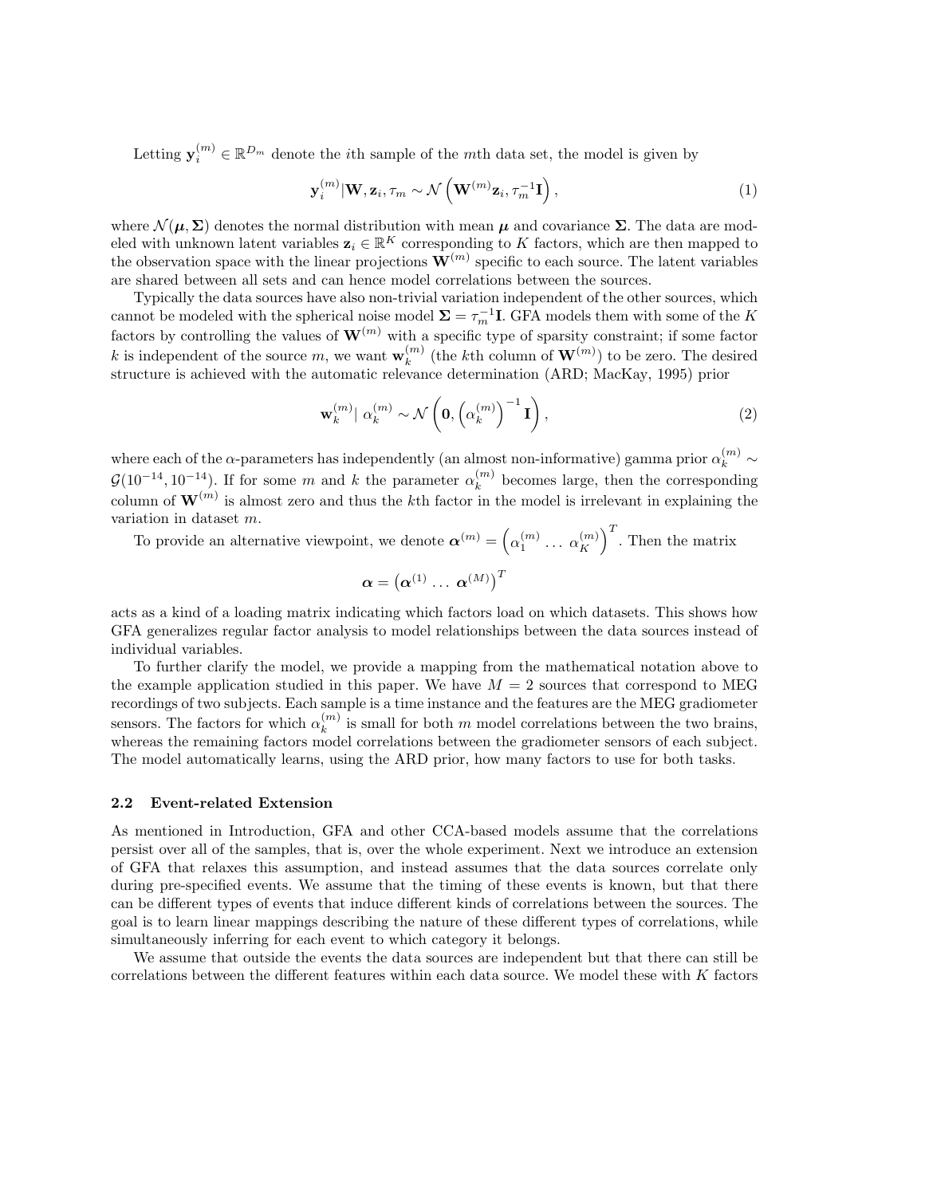Letting $\mathbf{y}_i^{(m)} \in \mathbb{R}^{D_m}$ denote the $i$th sample of the $m$th data set, the model is given by

$$\mathbf{y}_i^{(m)} | \mathbf{W}, \mathbf{z}_i, \tau_m \sim \mathcal{N}\left(\mathbf{W}^{(m)}\mathbf{z}_i, \tau_m^{-1}\mathbf{I}\right), \tag{1}$$

where $\mathcal{N}(\boldsymbol{\mu}, \boldsymbol{\Sigma})$ denotes the normal distribution with mean $\boldsymbol{\mu}$ and covariance $\boldsymbol{\Sigma}$. The data are modeled with unknown latent variables $\mathbf{z}_i \in \mathbb{R}^K$ corresponding to $K$ factors, which are then mapped to the observation space with the linear projections $\mathbf{W}^{(m)}$ specific to each source. The latent variables are shared between all sets and can hence model correlations between the sources.

Typically the data sources have also non-trivial variation independent of the other sources, which cannot be modeled with the spherical noise model $\boldsymbol{\Sigma} = \tau_m^{-1}\mathbf{I}$. GFA models them with some of the $K$ factors by controlling the values of $\mathbf{W}^{(m)}$ with a specific type of sparsity constraint; if some factor $k$ is independent of the source $m$, we want $\mathbf{w}_k^{(m)}$ (the $k$th column of $\mathbf{W}^{(m)}$) to be zero. The desired structure is achieved with the automatic relevance determination (ARD; MacKay, 1995) prior

$$\mathbf{w}_k^{(m)} | \; \alpha_k^{(m)} \sim \mathcal{N}\left(\mathbf{0}, \left(\alpha_k^{(m)}\right)^{-1}\mathbf{I}\right), \tag{2}$$

where each of the $\alpha$-parameters has independently (an almost non-informative) gamma prior $\alpha_k^{(m)} \sim \mathcal{G}(10^{-14}, 10^{-14})$. If for some $m$ and $k$ the parameter $\alpha_k^{(m)}$ becomes large, then the corresponding column of $\mathbf{W}^{(m)}$ is almost zero and thus the $k$th factor in the model is irrelevant in explaining the variation in dataset $m$.

To provide an alternative viewpoint, we denote $\boldsymbol{\alpha}^{(m)} = \left(\alpha_1^{(m)} \dots \alpha_K^{(m)}\right)^T$. Then the matrix

$$\boldsymbol{\alpha} = \left(\boldsymbol{\alpha}^{(1)} \dots \boldsymbol{\alpha}^{(M)}\right)^T$$

acts as a kind of a loading matrix indicating which factors load on which datasets. This shows how GFA generalizes regular factor analysis to model relationships between the data sources instead of individual variables.

To further clarify the model, we provide a mapping from the mathematical notation above to the example application studied in this paper. We have $M = 2$ sources that correspond to MEG recordings of two subjects. Each sample is a time instance and the features are the MEG gradiometer sensors. The factors for which $\alpha_k^{(m)}$ is small for both $m$ model correlations between the two brains, whereas the remaining factors model correlations between the gradiometer sensors of each subject. The model automatically learns, using the ARD prior, how many factors to use for both tasks.

### 2.2 Event-related Extension

As mentioned in Introduction, GFA and other CCA-based models assume that the correlations persist over all of the samples, that is, over the whole experiment. Next we introduce an extension of GFA that relaxes this assumption, and instead assumes that the data sources correlate only during pre-specified events. We assume that the timing of these events is known, but that there can be different types of events that induce different kinds of correlations between the sources. The goal is to learn linear mappings describing the nature of these different types of correlations, while simultaneously inferring for each event to which category it belongs.

We assume that outside the events the data sources are independent but that there can still be correlations between the different features within each data source. We model these with $K$ factors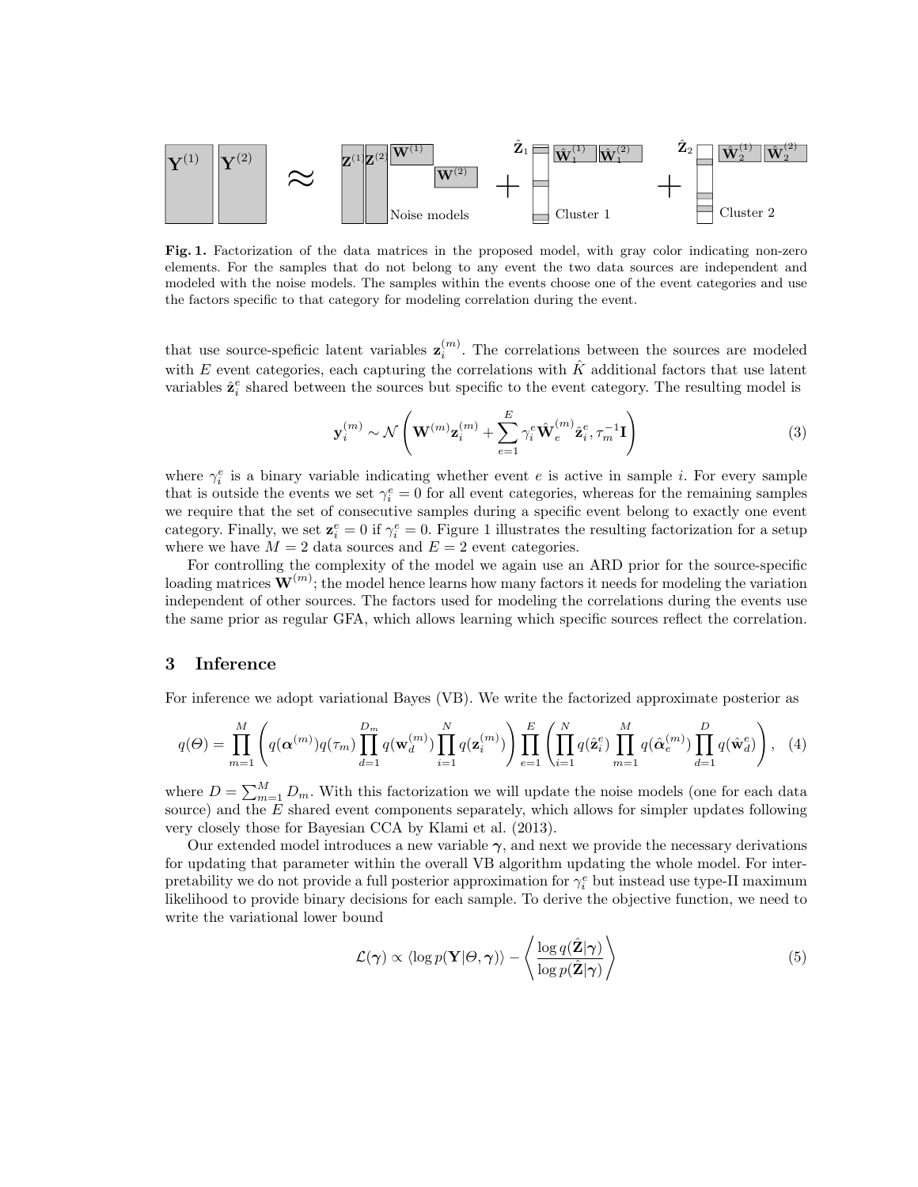**Fig. 1.** Factorization of the data matrices in the proposed model, with gray color indicating non-zero elements. For the samples that do not belong to any event the two data sources are independent and modeled with the noise models. The samples within the events choose one of the event categories and use the factors specific to that category for modeling correlation during the event.

that use source-speficic latent variables $\mathbf{z}_i^{(m)}$. The correlations between the sources are modeled with $E$ event categories, each capturing the correlations with $\hat{K}$ additional factors that use latent variables $\hat{\mathbf{z}}_i^e$ shared between the sources but specific to the event category. The resulting model is

$$\mathbf{y}_i^{(m)} \sim \mathcal{N}\left(\mathbf{W}^{(m)}\mathbf{z}_i^{(m)} + \sum_{e=1}^{E} \gamma_i^e \hat{\mathbf{W}}_e^{(m)} \hat{\mathbf{z}}_i^e, \tau_m^{-1}\mathbf{I}\right) \tag{3}$$

where $\gamma_i^e$ is a binary variable indicating whether event $e$ is active in sample $i$. For every sample that is outside the events we set $\gamma_i^e = 0$ for all event categories, whereas for the remaining samples we require that the set of consecutive samples during a specific event belong to exactly one event category. Finally, we set $\mathbf{z}_i^e = 0$ if $\gamma_i^e = 0$. Figure 1 illustrates the resulting factorization for a setup where we have $M = 2$ data sources and $E = 2$ event categories.

For controlling the complexity of the model we again use an ARD prior for the source-specific loading matrices $\mathbf{W}^{(m)}$; the model hence learns how many factors it needs for modeling the variation independent of other sources. The factors used for modeling the correlations during the events use the same prior as regular GFA, which allows learning which specific sources reflect the correlation.

## 3 Inference

For inference we adopt variational Bayes (VB). We write the factorized approximate posterior as

$$q(\Theta) = \prod_{m=1}^{M}\left(q(\boldsymbol{\alpha}^{(m)})q(\tau_m)\prod_{d=1}^{D_m} q(\mathbf{w}_d^{(m)})\prod_{i=1}^{N} q(\mathbf{z}_i^{(m)})\right)\prod_{e=1}^{E}\left(\prod_{i=1}^{N} q(\hat{\mathbf{z}}_i^e)\prod_{m=1}^{M} q(\hat{\boldsymbol{\alpha}}_e^{(m)})\prod_{d=1}^{D} q(\hat{\mathbf{w}}_d^e)\right), \tag{4}$$

where $D = \sum_{m=1}^{M} D_m$. With this factorization we will update the noise models (one for each data source) and the $E$ shared event components separately, which allows for simpler updates following very closely those for Bayesian CCA by Klami et al. (2013).

Our extended model introduces a new variable $\boldsymbol{\gamma}$, and next we provide the necessary derivations for updating that parameter within the overall VB algorithm updating the whole model. For interpretability we do not provide a full posterior approximation for $\gamma_i^e$ but instead use type-II maximum likelihood to provide binary decisions for each sample. To derive the objective function, we need to write the variational lower bound

$$\mathcal{L}(\boldsymbol{\gamma}) \propto \langle \log p(\mathbf{Y}|\Theta, \boldsymbol{\gamma})\rangle - \left\langle \frac{\log q(\hat{\mathbf{Z}}|\boldsymbol{\gamma})}{\log p(\hat{\mathbf{Z}}|\boldsymbol{\gamma})} \right\rangle \tag{5}$$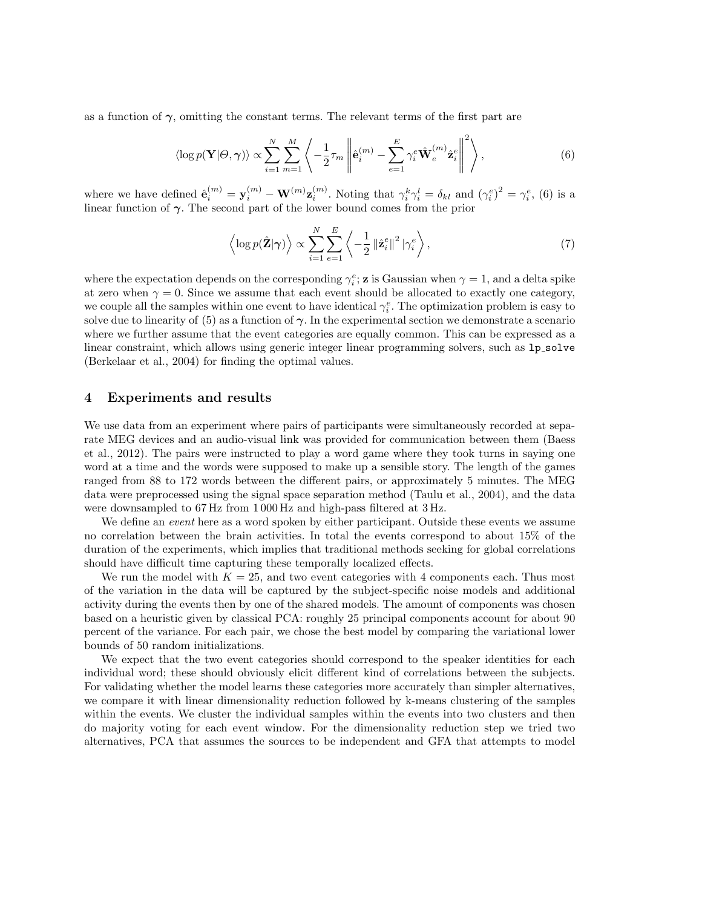as a function of $\boldsymbol{\gamma}$, omitting the constant terms. The relevant terms of the first part are

$$\langle \log p(\mathbf{Y}|\Theta, \boldsymbol{\gamma}) \rangle \propto \sum_{i=1}^{N} \sum_{m=1}^{M} \left\langle -\frac{1}{2}\tau_m \left\| \hat{\mathbf{e}}_i^{(m)} - \sum_{e=1}^{E} \gamma_i^e \hat{\mathbf{W}}_e^{(m)} \hat{\mathbf{z}}_i^e \right\|^2 \right\rangle, \tag{6}$$

where we have defined $\hat{\mathbf{e}}_i^{(m)} = \mathbf{y}_i^{(m)} - \mathbf{W}^{(m)}\mathbf{z}_i^{(m)}$. Noting that $\gamma_i^k \gamma_i^l = \delta_{kl}$ and $(\gamma_i^e)^2 = \gamma_i^e$, (6) is a linear function of $\boldsymbol{\gamma}$. The second part of the lower bound comes from the prior

$$\left\langle \log p(\hat{\mathbf{Z}}|\boldsymbol{\gamma}) \right\rangle \propto \sum_{i=1}^{N} \sum_{e=1}^{E} \left\langle -\frac{1}{2} \left\| \hat{\mathbf{z}}_i^e \right\|^2 |\gamma_i^e \right\rangle, \tag{7}$$

where the expectation depends on the corresponding $\gamma_i^e$; $\mathbf{z}$ is Gaussian when $\gamma = 1$, and a delta spike at zero when $\gamma = 0$. Since we assume that each event should be allocated to exactly one category, we couple all the samples within one event to have identical $\gamma_i^e$. The optimization problem is easy to solve due to linearity of (5) as a function of $\boldsymbol{\gamma}$. In the experimental section we demonstrate a scenario where we further assume that the event categories are equally common. This can be expressed as a linear constraint, which allows using generic integer linear programming solvers, such as `lp_solve` (Berkelaar et al., 2004) for finding the optimal values.

## 4 Experiments and results

We use data from an experiment where pairs of participants were simultaneously recorded at separate MEG devices and an audio-visual link was provided for communication between them (Baess et al., 2012). The pairs were instructed to play a word game where they took turns in saying one word at a time and the words were supposed to make up a sensible story. The length of the games ranged from 88 to 172 words between the different pairs, or approximately 5 minutes. The MEG data were preprocessed using the signal space separation method (Taulu et al., 2004), and the data were downsampled to 67 Hz from 1 000 Hz and high-pass filtered at 3 Hz.

We define an *event* here as a word spoken by either participant. Outside these events we assume no correlation between the brain activities. In total the events correspond to about 15% of the duration of the experiments, which implies that traditional methods seeking for global correlations should have difficult time capturing these temporally localized effects.

We run the model with $K = 25$, and two event categories with 4 components each. Thus most of the variation in the data will be captured by the subject-specific noise models and additional activity during the events then by one of the shared models. The amount of components was chosen based on a heuristic given by classical PCA: roughly 25 principal components account for about 90 percent of the variance. For each pair, we chose the best model by comparing the variational lower bounds of 50 random initializations.

We expect that the two event categories should correspond to the speaker identities for each individual word; these should obviously elicit different kind of correlations between the subjects. For validating whether the model learns these categories more accurately than simpler alternatives, we compare it with linear dimensionality reduction followed by k-means clustering of the samples within the events. We cluster the individual samples within the events into two clusters and then do majority voting for each event window. For the dimensionality reduction step we tried two alternatives, PCA that assumes the sources to be independent and GFA that attempts to model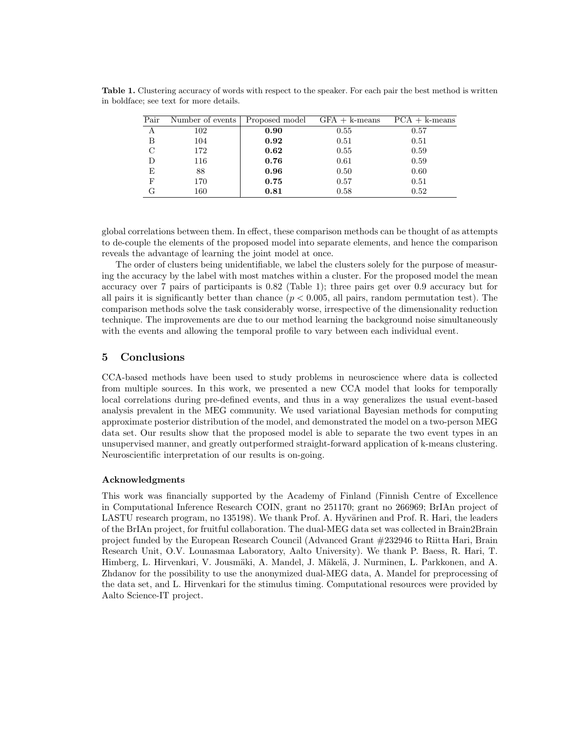**Table 1.** Clustering accuracy of words with respect to the speaker. For each pair the best method is written in boldface; see text for more details.

| Pair | Number of events | Proposed model | GFA + k-means | PCA + k-means |
|---|---|---|---|---|
| A | 102 | **0.90** | 0.55 | 0.57 |
| B | 104 | **0.92** | 0.51 | 0.51 |
| C | 172 | **0.62** | 0.55 | 0.59 |
| D | 116 | **0.76** | 0.61 | 0.59 |
| E | 88 | **0.96** | 0.50 | 0.60 |
| F | 170 | **0.75** | 0.57 | 0.51 |
| G | 160 | **0.81** | 0.58 | 0.52 |

global correlations between them. In effect, these comparison methods can be thought of as attempts to de-couple the elements of the proposed model into separate elements, and hence the comparison reveals the advantage of learning the joint model at once.

The order of clusters being unidentifiable, we label the clusters solely for the purpose of measuring the accuracy by the label with most matches within a cluster. For the proposed model the mean accuracy over 7 pairs of participants is 0.82 (Table 1); three pairs get over 0.9 accuracy but for all pairs it is significantly better than chance ($p < 0.005$, all pairs, random permutation test). The comparison methods solve the task considerably worse, irrespective of the dimensionality reduction technique. The improvements are due to our method learning the background noise simultaneously with the events and allowing the temporal profile to vary between each individual event.

## 5 Conclusions

CCA-based methods have been used to study problems in neuroscience where data is collected from multiple sources. In this work, we presented a new CCA model that looks for temporally local correlations during pre-defined events, and thus in a way generalizes the usual event-based analysis prevalent in the MEG community. We used variational Bayesian methods for computing approximate posterior distribution of the model, and demonstrated the model on a two-person MEG data set. Our results show that the proposed model is able to separate the two event types in an unsupervised manner, and greatly outperformed straight-forward application of k-means clustering. Neuroscientific interpretation of our results is on-going.

### Acknowledgments

This work was financially supported by the Academy of Finland (Finnish Centre of Excellence in Computational Inference Research COIN, grant no 251170; grant no 266969; BrIAn project of LASTU research program, no 135198). We thank Prof. A. Hyvärinen and Prof. R. Hari, the leaders of the BrIAn project, for fruitful collaboration. The dual-MEG data set was collected in Brain2Brain project funded by the European Research Council (Advanced Grant #232946 to Riitta Hari, Brain Research Unit, O.V. Lounasmaa Laboratory, Aalto University). We thank P. Baess, R. Hari, T. Himberg, L. Hirvenkari, V. Jousmäki, A. Mandel, J. Mäkelä, J. Nurminen, L. Parkkonen, and A. Zhdanov for the possibility to use the anonymized dual-MEG data, A. Mandel for preprocessing of the data set, and L. Hirvenkari for the stimulus timing. Computational resources were provided by Aalto Science-IT project.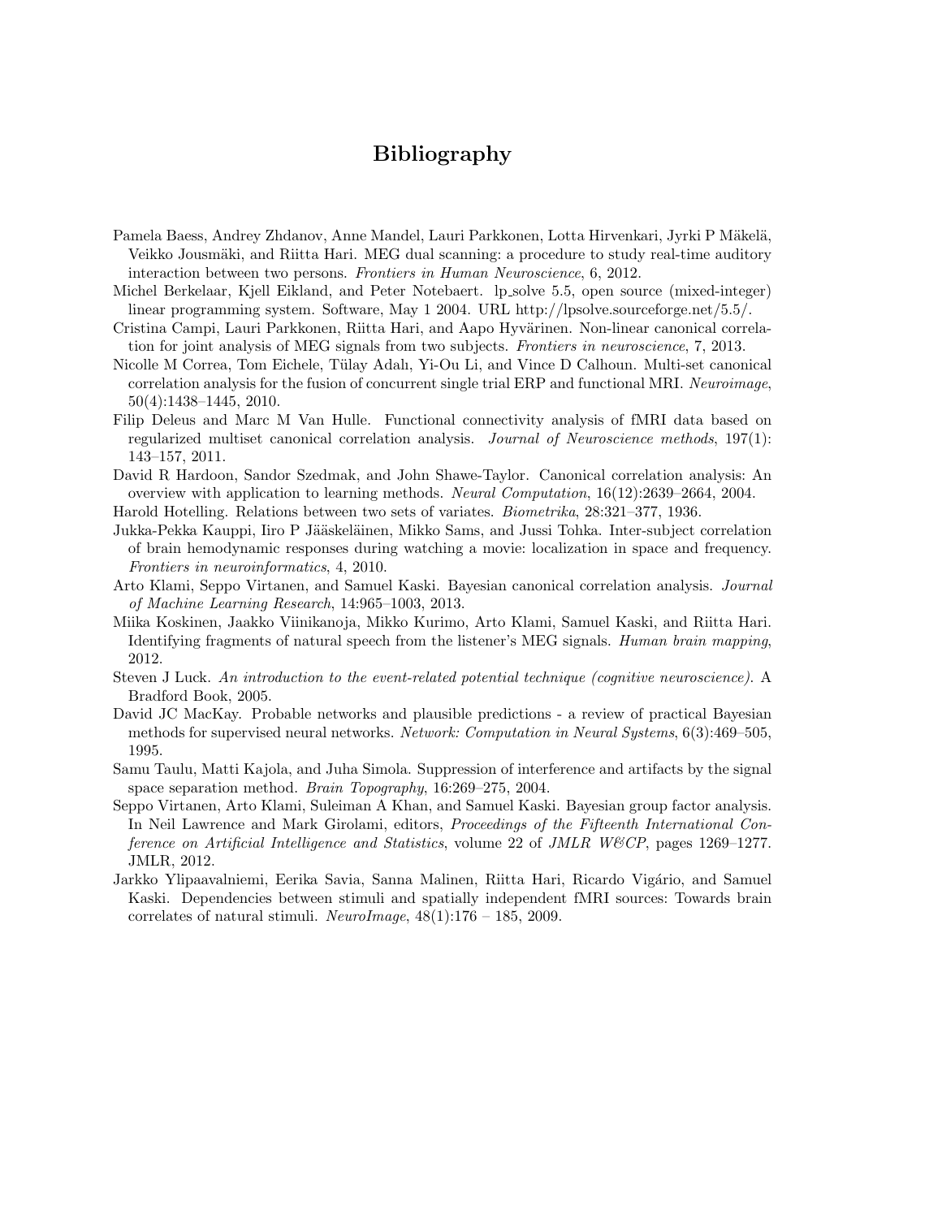# Bibliography

Pamela Baess, Andrey Zhdanov, Anne Mandel, Lauri Parkkonen, Lotta Hirvenkari, Jyrki P Mäkelä, Veikko Jousmäki, and Riitta Hari. MEG dual scanning: a procedure to study real-time auditory interaction between two persons. *Frontiers in Human Neuroscience*, 6, 2012.

Michel Berkelaar, Kjell Eikland, and Peter Notebaert. lp_solve 5.5, open source (mixed-integer) linear programming system. Software, May 1 2004. URL http://lpsolve.sourceforge.net/5.5/.

Cristina Campi, Lauri Parkkonen, Riitta Hari, and Aapo Hyvärinen. Non-linear canonical correlation for joint analysis of MEG signals from two subjects. *Frontiers in neuroscience*, 7, 2013.

Nicolle M Correa, Tom Eichele, Tülay Adalı, Yi-Ou Li, and Vince D Calhoun. Multi-set canonical correlation analysis for the fusion of concurrent single trial ERP and functional MRI. *Neuroimage*, 50(4):1438–1445, 2010.

Filip Deleus and Marc M Van Hulle. Functional connectivity analysis of fMRI data based on regularized multiset canonical correlation analysis. *Journal of Neuroscience methods*, 197(1): 143–157, 2011.

David R Hardoon, Sandor Szedmak, and John Shawe-Taylor. Canonical correlation analysis: An overview with application to learning methods. *Neural Computation*, 16(12):2639–2664, 2004.

Harold Hotelling. Relations between two sets of variates. *Biometrika*, 28:321–377, 1936.

Jukka-Pekka Kauppi, Iiro P Jääskeläinen, Mikko Sams, and Jussi Tohka. Inter-subject correlation of brain hemodynamic responses during watching a movie: localization in space and frequency. *Frontiers in neuroinformatics*, 4, 2010.

Arto Klami, Seppo Virtanen, and Samuel Kaski. Bayesian canonical correlation analysis. *Journal of Machine Learning Research*, 14:965–1003, 2013.

Miika Koskinen, Jaakko Viinikanoja, Mikko Kurimo, Arto Klami, Samuel Kaski, and Riitta Hari. Identifying fragments of natural speech from the listener's MEG signals. *Human brain mapping*, 2012.

Steven J Luck. *An introduction to the event-related potential technique (cognitive neuroscience)*. A Bradford Book, 2005.

David JC MacKay. Probable networks and plausible predictions - a review of practical Bayesian methods for supervised neural networks. *Network: Computation in Neural Systems*, 6(3):469–505, 1995.

Samu Taulu, Matti Kajola, and Juha Simola. Suppression of interference and artifacts by the signal space separation method. *Brain Topography*, 16:269–275, 2004.

Seppo Virtanen, Arto Klami, Suleiman A Khan, and Samuel Kaski. Bayesian group factor analysis. In Neil Lawrence and Mark Girolami, editors, *Proceedings of the Fifteenth International Conference on Artificial Intelligence and Statistics*, volume 22 of *JMLR W&CP*, pages 1269–1277. JMLR, 2012.

Jarkko Ylipaavalniemi, Eerika Savia, Sanna Malinen, Riitta Hari, Ricardo Vigário, and Samuel Kaski. Dependencies between stimuli and spatially independent fMRI sources: Towards brain correlates of natural stimuli. *NeuroImage*, 48(1):176 – 185, 2009.